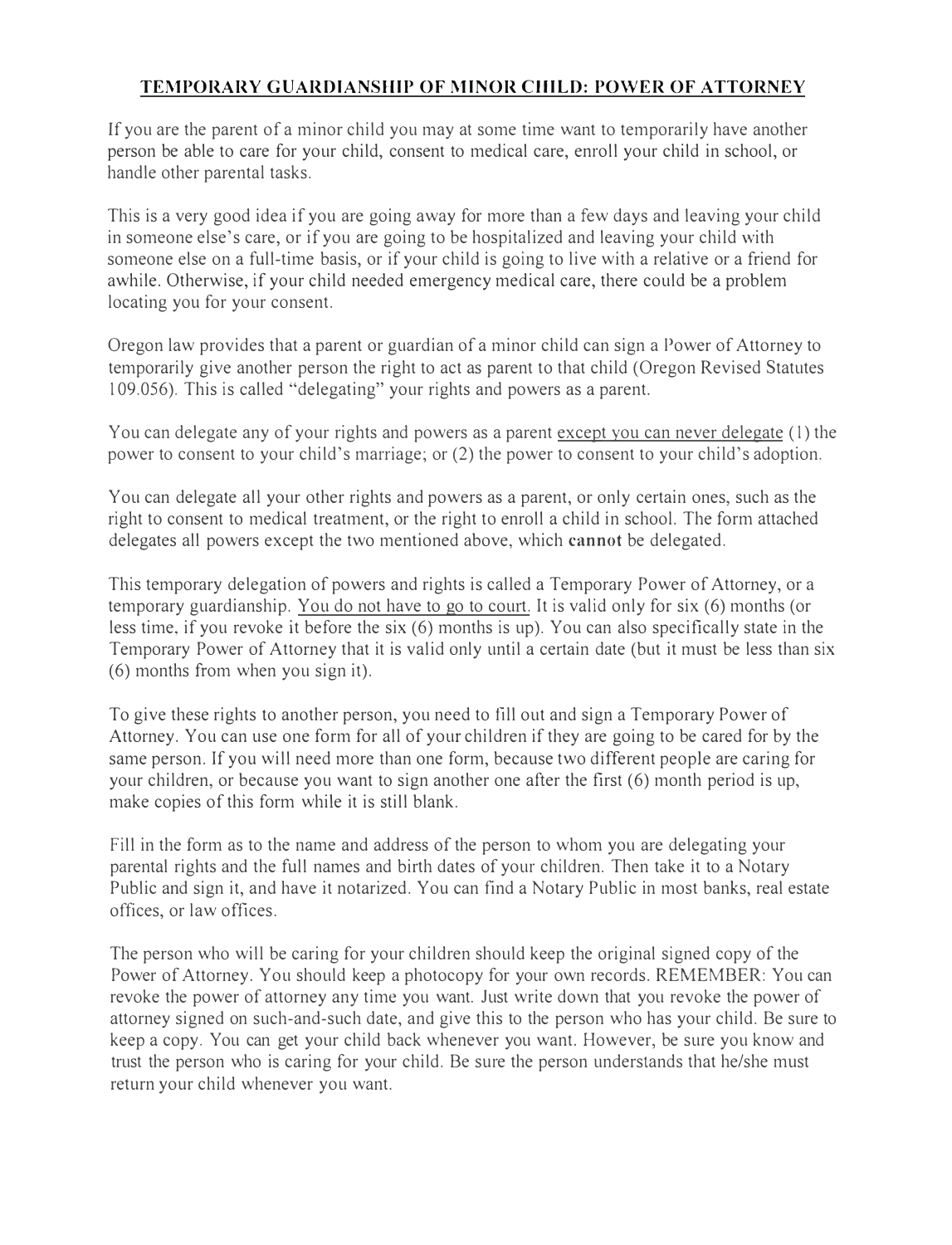# TEMPORARY GUARDIANSHIP OF MINOR CHILD: POWER OF ATTORNEY

If you are the parent of a minor child you may at some time want to temporarily have another person be able to care for your child, consent to medical care, enroll your child in school, or handle other parental tasks.

This is a very good idea if you are going away for more than a few days and leaving your child in someone else's care, or if you are going to be hospitalized and leaving your child with someone else on a full-time basis, or if your child is going to live with a relative or a friend for awhile. Otherwise, if your child needed emergency medical care, there could be a problem locating you for your consent.

Oregon law provides that a parent or guardian of a minor child can sign a Power of Attorney to temporarily give another person the right to act as parent to that child (Oregon Revised Statutes 109.056). This is called "delegating" your rights and powers as a parent.

You can delegate any of your rights and powers as a parent <u>except you can never delegate</u> (1) the power to consent to your child's marriage; or (2) the power to consent to your child's adoption.

You can delegate all your other rights and powers as a parent, or only certain ones, such as the right to consent to medical treatment, or the right to enroll a child in school. The form attached delegates all powers except the two mentioned above, which **cannot** be delegated.

This temporary delegation of powers and rights is called a Temporary Power of Attorney, or a temporary guardianship. <u>You do not have to go to court.</u> It is valid only for six (6) months (or less time, if you revoke it before the six (6) months is up). You can also specifically state in the Temporary Power of Attorney that it is valid only until a certain date (but it must be less than six (6) months from when you sign it).

To give these rights to another person, you need to fill out and sign a Temporary Power of Attorney. You can use one form for all of your children if they are going to be cared for by the same person. If you will need more than one form, because two different people are caring for your children, or because you want to sign another one after the first (6) month period is up, make copies of this form while it is still blank.

Fill in the form as to the name and address of the person to whom you are delegating your parental rights and the full names and birth dates of your children. Then take it to a Notary Public and sign it, and have it notarized. You can find a Notary Public in most banks, real estate offices, or law offices.

The person who will be caring for your children should keep the original signed copy of the Power of Attorney. You should keep a photocopy for your own records. REMEMBER: You can revoke the power of attorney any time you want. Just write down that you revoke the power of attorney signed on such-and-such date, and give this to the person who has your child. Be sure to keep a copy. You can get your child back whenever you want. However, be sure you know and trust the person who is caring for your child. Be sure the person understands that he/she must return your child whenever you want.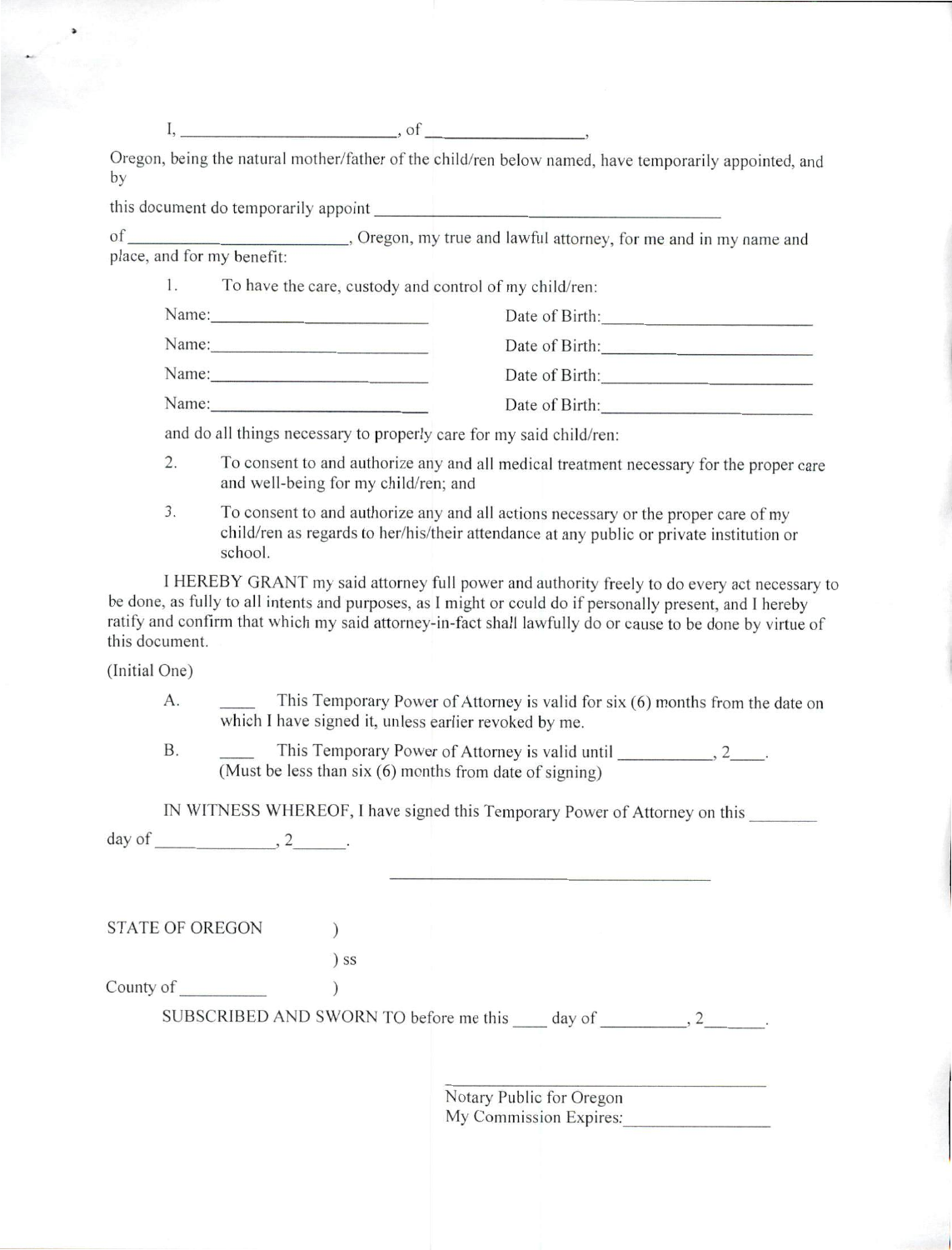I, ________________________, of ________________,

Oregon, being the natural mother/father of the child/ren below named, have temporarily appointed, and by

this document do temporarily appoint ________________________________________

of ________________________, Oregon, my true and lawful attorney, for me and in my name and place, and for my benefit:

1. To have the care, custody and control of my child/ren:

| | |
|---|---|
| Name:________________________ | Date of Birth:________________________ |
| Name:________________________ | Date of Birth:________________________ |
| Name:________________________ | Date of Birth:________________________ |
| Name:________________________ | Date of Birth:________________________ |

and do all things necessary to properly care for my said child/ren:

2. To consent to and authorize any and all medical treatment necessary for the proper care and well-being for my child/ren; and

3. To consent to and authorize any and all actions necessary or the proper care of my child/ren as regards to her/his/their attendance at any public or private institution or school.

I HEREBY GRANT my said attorney full power and authority freely to do every act necessary to be done, as fully to all intents and purposes, as I might or could do if personally present, and I hereby ratify and confirm that which my said attorney-in-fact shall lawfully do or cause to be done by virtue of this document.

(Initial One)

A. ____ This Temporary Power of Attorney is valid for six (6) months from the date on which I have signed it, unless earlier revoked by me.

B. ____ This Temporary Power of Attorney is valid until __________, 2____. (Must be less than six (6) months from date of signing)

IN WITNESS WHEREOF, I have signed this Temporary Power of Attorney on this _______ day of _____________, 2______.

____________________________________

STATE OF OREGON )
) ss
County of _________ )

SUBSCRIBED AND SWORN TO before me this ____ day of _________, 2_______.

____________________________________
Notary Public for Oregon
My Commission Expires:_______________